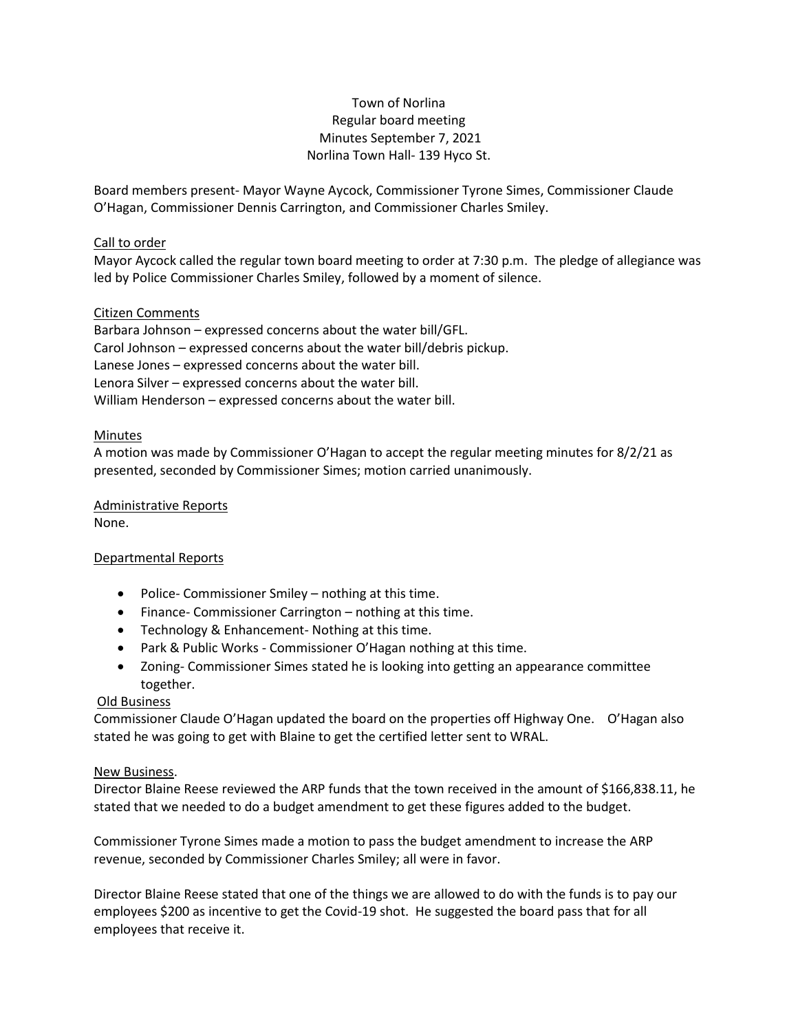Town of Norlina
Regular board meeting
Minutes September 7, 2021
Norlina Town Hall- 139 Hyco St.

Board members present- Mayor Wayne Aycock, Commissioner Tyrone Simes, Commissioner Claude O'Hagan, Commissioner Dennis Carrington, and Commissioner Charles Smiley.

<u>Call to order</u>
Mayor Aycock called the regular town board meeting to order at 7:30 p.m. The pledge of allegiance was led by Police Commissioner Charles Smiley, followed by a moment of silence.

<u>Citizen Comments</u>
Barbara Johnson – expressed concerns about the water bill/GFL.
Carol Johnson – expressed concerns about the water bill/debris pickup.
Lanese Jones – expressed concerns about the water bill.
Lenora Silver – expressed concerns about the water bill.
William Henderson – expressed concerns about the water bill.

<u>Minutes</u>
A motion was made by Commissioner O'Hagan to accept the regular meeting minutes for 8/2/21 as presented, seconded by Commissioner Simes; motion carried unanimously.

<u>Administrative Reports</u>
None.

<u>Departmental Reports</u>

- Police- Commissioner Smiley – nothing at this time.
- Finance- Commissioner Carrington – nothing at this time.
- Technology & Enhancement- Nothing at this time.
- Park & Public Works - Commissioner O'Hagan nothing at this time.
- Zoning- Commissioner Simes stated he is looking into getting an appearance committee together.

<u>Old Business</u>
Commissioner Claude O'Hagan updated the board on the properties off Highway One. O'Hagan also stated he was going to get with Blaine to get the certified letter sent to WRAL.

<u>New Business</u>.
Director Blaine Reese reviewed the ARP funds that the town received in the amount of $166,838.11, he stated that we needed to do a budget amendment to get these figures added to the budget.

Commissioner Tyrone Simes made a motion to pass the budget amendment to increase the ARP revenue, seconded by Commissioner Charles Smiley; all were in favor.

Director Blaine Reese stated that one of the things we are allowed to do with the funds is to pay our employees $200 as incentive to get the Covid-19 shot. He suggested the board pass that for all employees that receive it.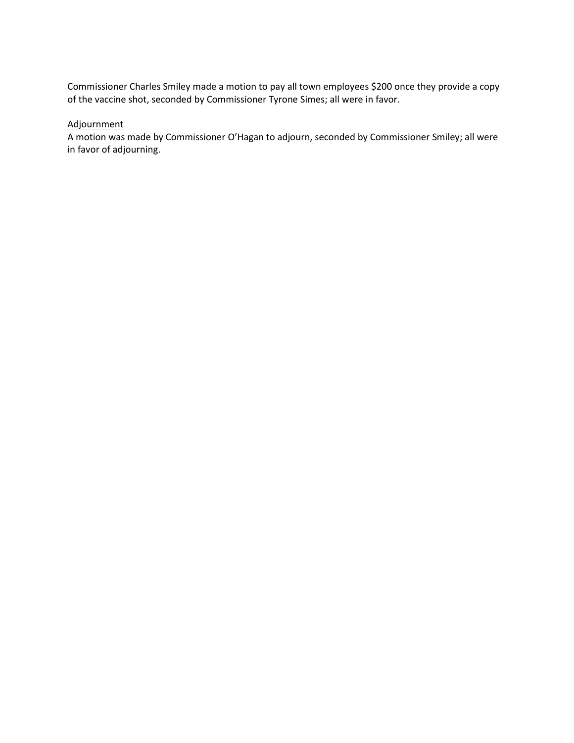Commissioner Charles Smiley made a motion to pay all town employees $200 once they provide a copy of the vaccine shot, seconded by Commissioner Tyrone Simes; all were in favor.

<u>Adjournment</u>

A motion was made by Commissioner O'Hagan to adjourn, seconded by Commissioner Smiley; all were in favor of adjourning.